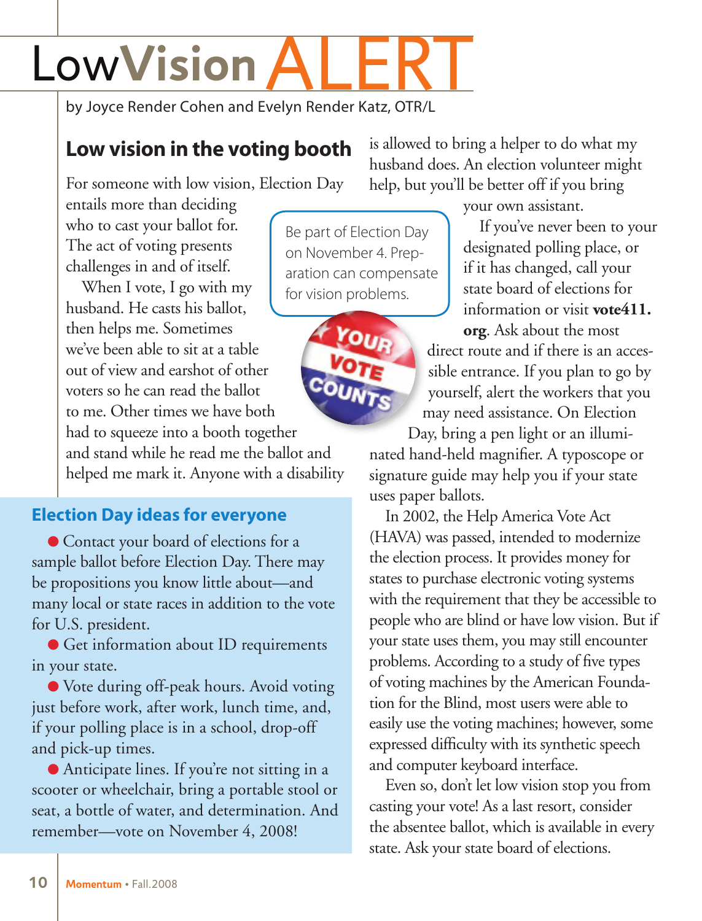# LowVision ALERT

by Joyce Render Cohen and Evelyn Render Katz, OTR/L

## Low vision in the voting booth

For someone with low vision, Election Day entails more than deciding who to cast your ballot for. The act of voting presents challenges in and of itself.

When I vote, I go with my husband. He casts his ballot, then helps me. Sometimes we've been able to sit at a table out of view and earshot of other voters so he can read the ballot to me. Other times we have both had to squeeze into a booth together and stand while he read me the ballot and helped me mark it. Anyone with a disability is allowed to bring a helper to do what my husband does. An election volunteer might help, but you'll be better off if you bring your own assistant.

> Be part of Election Day on November 4. Preparation can compensate for vision problems.

If you've never been to your designated polling place, or if it has changed, call your state board of elections for information or visit **vote411.org**. Ask about the most direct route and if there is an accessible entrance. If you plan to go by yourself, alert the workers that you may need assistance. On Election Day, bring a pen light or an illuminated hand-held magnifier. A typoscope or signature guide may help you if your state uses paper ballots.

In 2002, the Help America Vote Act (HAVA) was passed, intended to modernize the election process. It provides money for states to purchase electronic voting systems with the requirement that they be accessible to people who are blind or have low vision. But if your state uses them, you may still encounter problems. According to a study of five types of voting machines by the American Foundation for the Blind, most users were able to easily use the voting machines; however, some expressed difficulty with its synthetic speech and computer keyboard interface.

Even so, don't let low vision stop you from casting your vote! As a last resort, consider the absentee ballot, which is available in every state. Ask your state board of elections.

### Election Day ideas for everyone

- Contact your board of elections for a sample ballot before Election Day. There may be propositions you know little about—and many local or state races in addition to the vote for U.S. president.
- Get information about ID requirements in your state.
- Vote during off-peak hours. Avoid voting just before work, after work, lunch time, and, if your polling place is in a school, drop-off and pick-up times.
- Anticipate lines. If you're not sitting in a scooter or wheelchair, bring a portable stool or seat, a bottle of water, and determination. And remember—vote on November 4, 2008!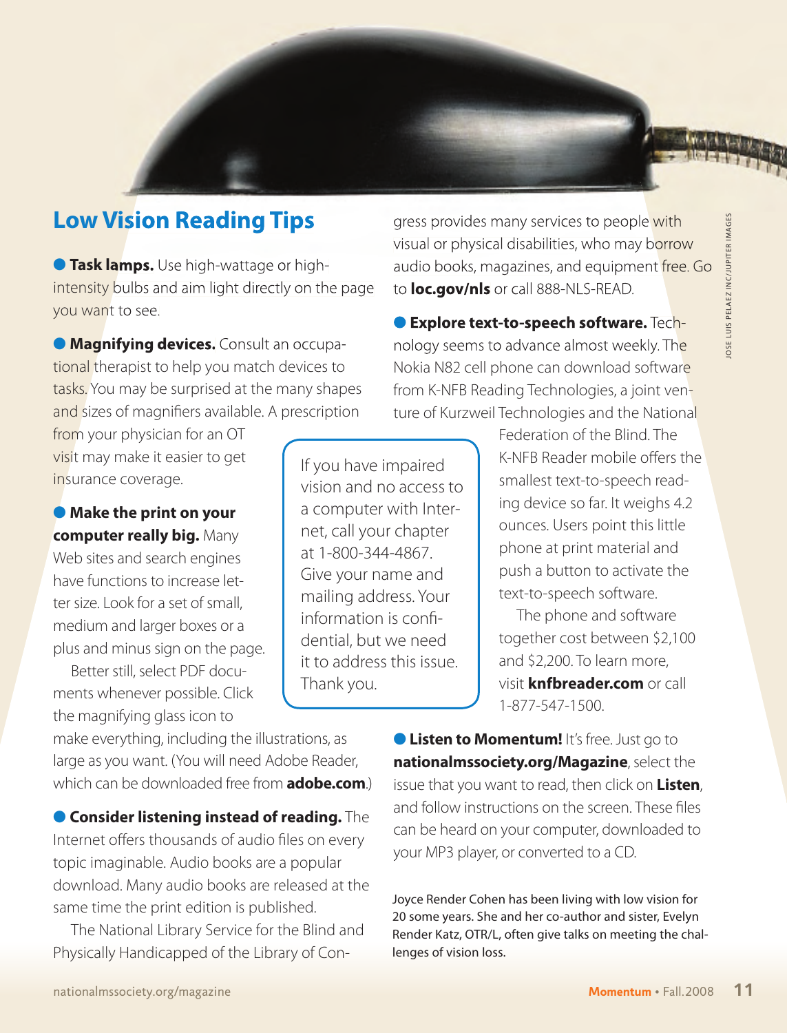## Low Vision Reading Tips

- **Task lamps.** Use high-wattage or high-intensity bulbs and aim light directly on the page you want to see.

- **Magnifying devices.** Consult an occupational therapist to help you match devices to tasks. You may be surprised at the many shapes and sizes of magnifiers available. A prescription from your physician for an OT visit may make it easier to get insurance coverage.

- **Make the print on your computer really big.** Many Web sites and search engines have functions to increase letter size. Look for a set of small, medium and larger boxes or a plus and minus sign on the page.

  Better still, select PDF documents whenever possible. Click the magnifying glass icon to make everything, including the illustrations, as large as you want. (You will need Adobe Reader, which can be downloaded free from **adobe.com**.)

- **Consider listening instead of reading.** The Internet offers thousands of audio files on every topic imaginable. Audio books are a popular download. Many audio books are released at the same time the print edition is published.

  The National Library Service for the Blind and Physically Handicapped of the Library of Congress provides many services to people with visual or physical disabilities, who may borrow audio books, magazines, and equipment free. Go to **loc.gov/nls** or call 888-NLS-READ.

- **Explore text-to-speech software.** Technology seems to advance almost weekly. The Nokia N82 cell phone can download software from K-NFB Reading Technologies, a joint venture of Kurzweil Technologies and the National Federation of the Blind. The K-NFB Reader mobile offers the smallest text-to-speech reading device so far. It weighs 4.2 ounces. Users point this little phone at print material and push a button to activate the text-to-speech software.

  The phone and software together cost between $2,100 and $2,200. To learn more, visit **knfbreader.com** or call 1-877-547-1500.

- **Listen to Momentum!** It's free. Just go to **nationalmssociety.org/Magazine**, select the issue that you want to read, then click on **Listen**, and follow instructions on the screen. These files can be heard on your computer, downloaded to your MP3 player, or converted to a CD.

If you have impaired vision and no access to a computer with Internet, call your chapter at 1-800-344-4867. Give your name and mailing address. Your information is confidential, but we need it to address this issue. Thank you.

Joyce Render Cohen has been living with low vision for 20 some years. She and her co-author and sister, Evelyn Render Katz, OTR/L, often give talks on meeting the challenges of vision loss.

JOSE LUIS PELAEZ INC/JUPITER IMAGES